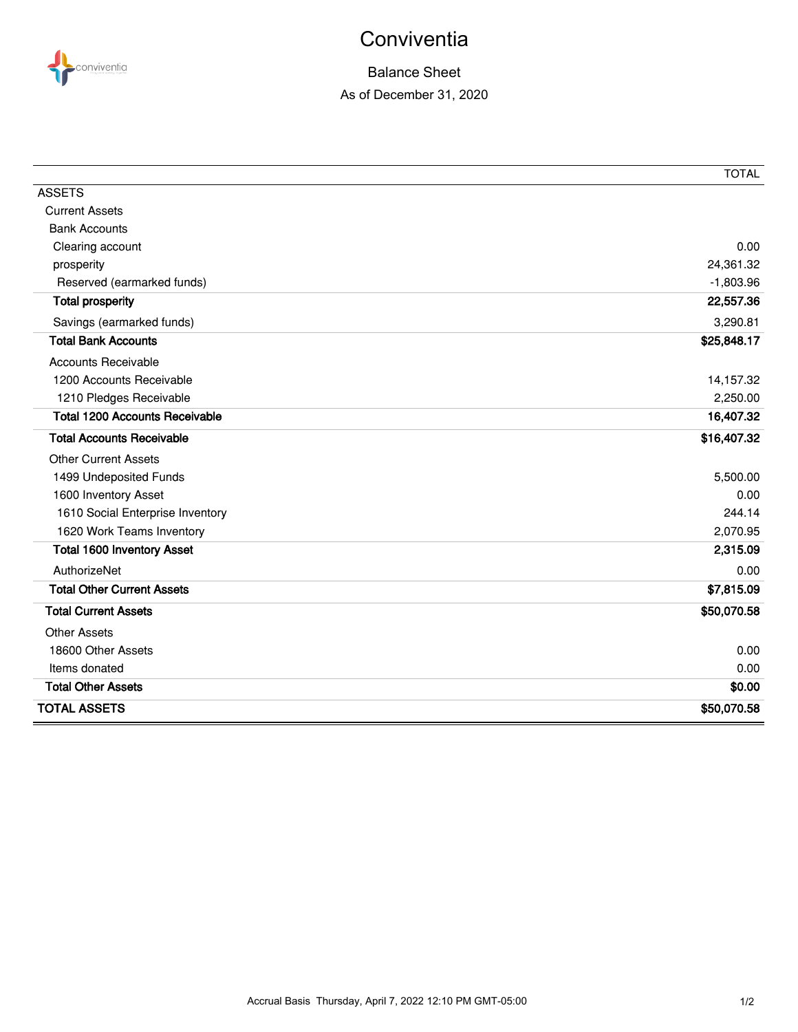# Conviventia

## Balance Sheet

### As of December 31, 2020

| | TOTAL |
|---|---|
| ASSETS | |
| Current Assets | |
| Bank Accounts | |
| Clearing account | 0.00 |
| prosperity | 24,361.32 |
| Reserved (earmarked funds) | -1,803.96 |
| **Total prosperity** | **22,557.36** |
| Savings (earmarked funds) | 3,290.81 |
| **Total Bank Accounts** | **$25,848.17** |
| Accounts Receivable | |
| 1200 Accounts Receivable | 14,157.32 |
| 1210 Pledges Receivable | 2,250.00 |
| **Total 1200 Accounts Receivable** | **16,407.32** |
| **Total Accounts Receivable** | **$16,407.32** |
| Other Current Assets | |
| 1499 Undeposited Funds | 5,500.00 |
| 1600 Inventory Asset | 0.00 |
| 1610 Social Enterprise Inventory | 244.14 |
| 1620 Work Teams Inventory | 2,070.95 |
| **Total 1600 Inventory Asset** | **2,315.09** |
| AuthorizeNet | 0.00 |
| **Total Other Current Assets** | **$7,815.09** |
| **Total Current Assets** | **$50,070.58** |
| Other Assets | |
| 18600 Other Assets | 0.00 |
| Items donated | 0.00 |
| **Total Other Assets** | **$0.00** |
| **TOTAL ASSETS** | **$50,070.58** |

Accrual Basis Thursday, April 7, 2022 12:10 PM GMT-05:00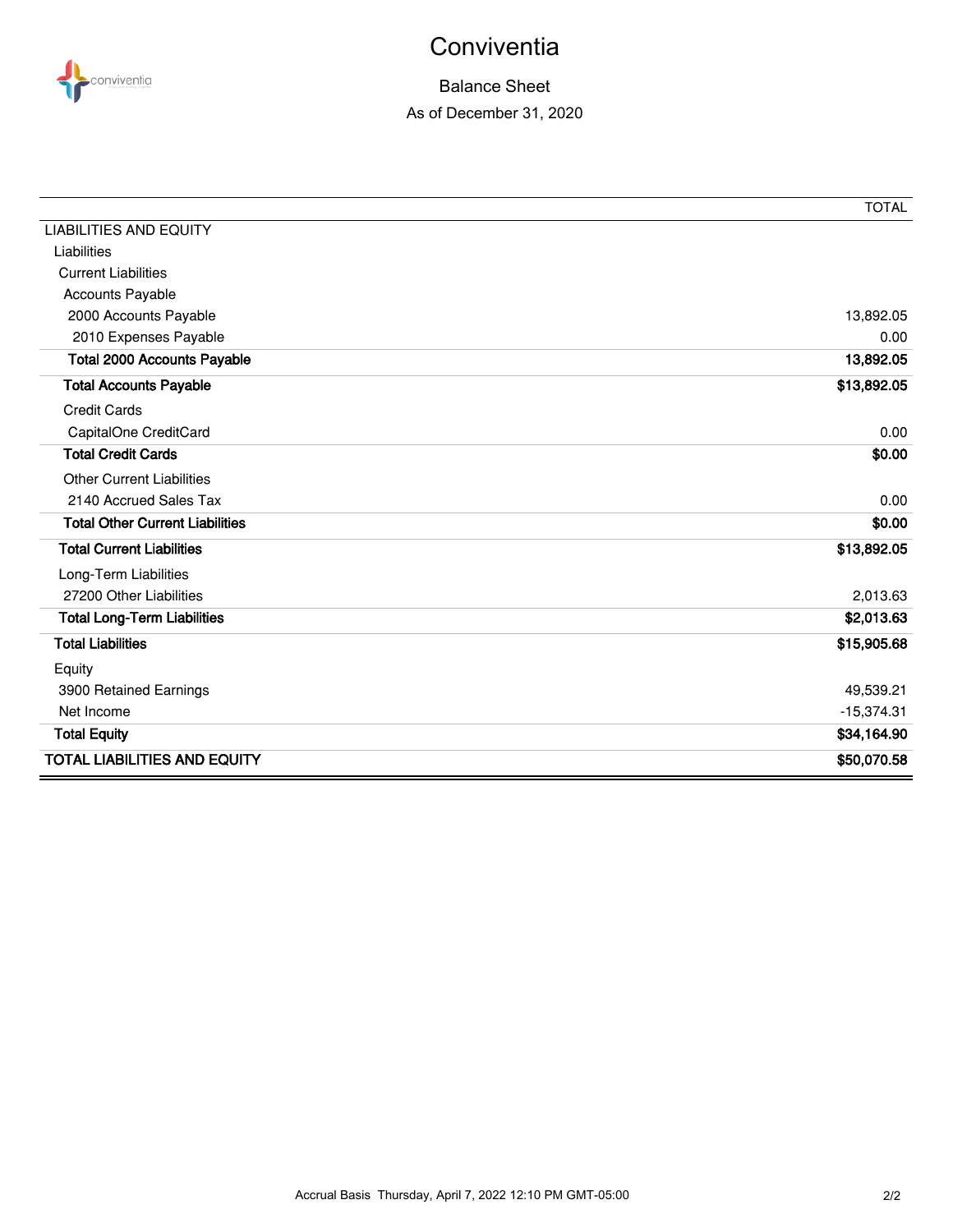# Conviventia

## Balance Sheet

As of December 31, 2020

| | TOTAL |
|---|---|
| LIABILITIES AND EQUITY | |
| Liabilities | |
| Current Liabilities | |
| Accounts Payable | |
| 2000 Accounts Payable | 13,892.05 |
| 2010 Expenses Payable | 0.00 |
| **Total 2000 Accounts Payable** | **13,892.05** |
| **Total Accounts Payable** | **$13,892.05** |
| Credit Cards | |
| CapitalOne CreditCard | 0.00 |
| **Total Credit Cards** | **$0.00** |
| Other Current Liabilities | |
| 2140 Accrued Sales Tax | 0.00 |
| **Total Other Current Liabilities** | **$0.00** |
| **Total Current Liabilities** | **$13,892.05** |
| Long-Term Liabilities | |
| 27200 Other Liabilities | 2,013.63 |
| **Total Long-Term Liabilities** | **$2,013.63** |
| **Total Liabilities** | **$15,905.68** |
| Equity | |
| 3900 Retained Earnings | 49,539.21 |
| Net Income | -15,374.31 |
| **Total Equity** | **$34,164.90** |
| **TOTAL LIABILITIES AND EQUITY** | **$50,070.58** |

Accrual Basis Thursday, April 7, 2022 12:10 PM GMT-05:00